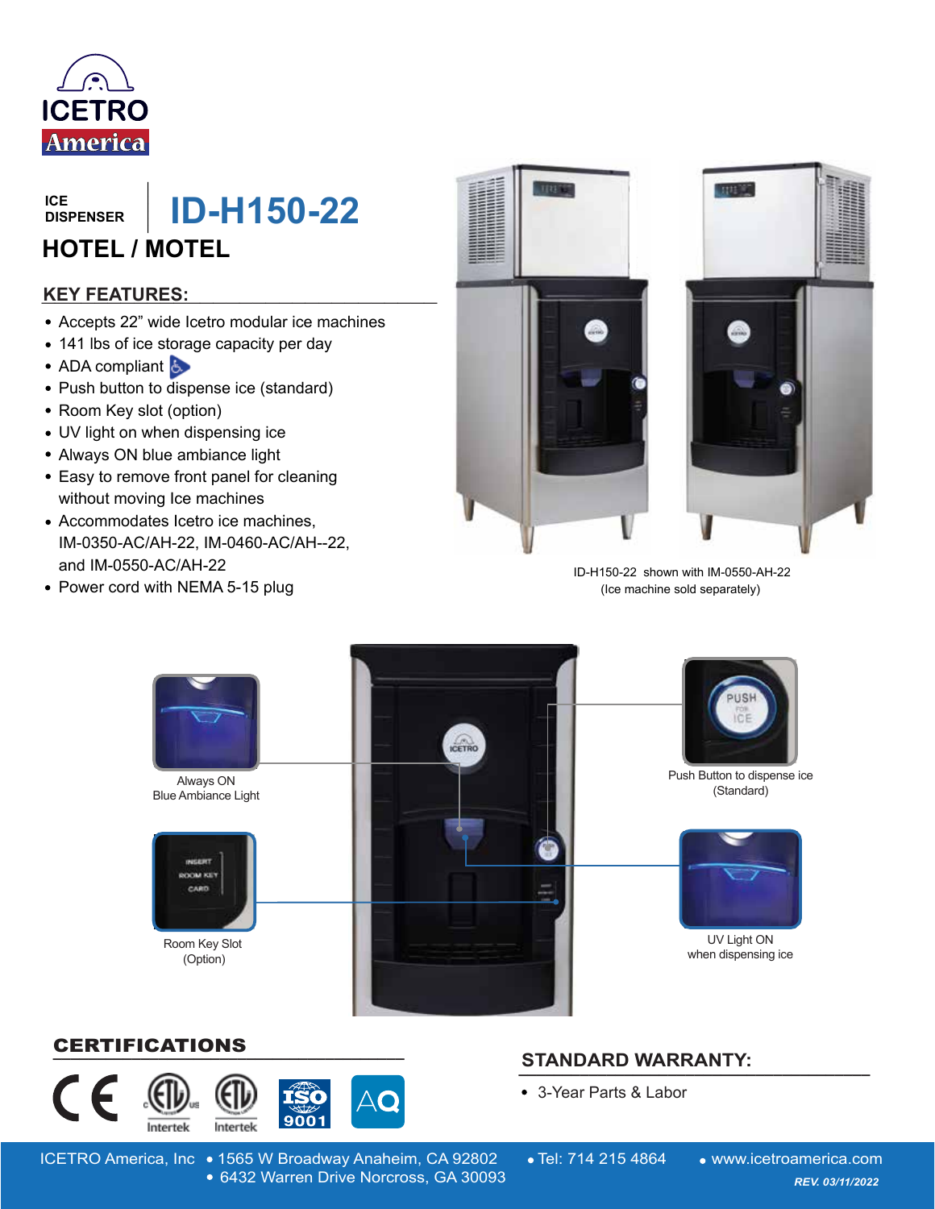ICETRO America

ICE DISPENSER

# ID-H150-22

## HOTEL / MOTEL

### KEY FEATURES:

- Accepts 22" wide Icetro modular ice machines
- 141 lbs of ice storage capacity per day
- ADA compliant
- Push button to dispense ice (standard)
- Room Key slot (option)
- UV light on when dispensing ice
- Always ON blue ambiance light
- Easy to remove front panel for cleaning without moving Ice machines
- Accommodates Icetro ice machines, IM-0350-AC/AH-22, IM-0460-AC/AH--22, and IM-0550-AC/AH-22
- Power cord with NEMA 5-15 plug

ID-H150-22 shown with IM-0550-AH-22
(Ice machine sold separately)

Always ON
Blue Ambiance Light

Push Button to dispense ice
(Standard)

Room Key Slot
(Option)

UV Light ON
when dispensing ice

### CERTIFICATIONS

CE, ETL (Intertek), ETL Sanitation (Intertek), ISO 9001, AQ

### STANDARD WARRANTY:

- 3-Year Parts & Labor

ICETRO America, Inc • 1565 W Broadway Anaheim, CA 92802 • 6432 Warren Drive Norcross, GA 30093 • Tel: 714 215 4864 • www.icetroamerica.com

*REV. 03/11/2022*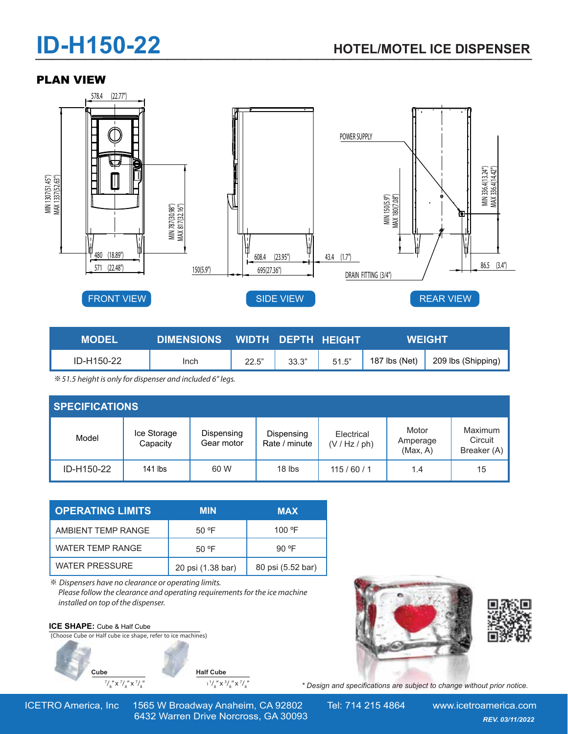# ID-H150-22

## HOTEL/MOTEL ICE DISPENSER

### PLAN VIEW

578.4 (22.77")

MIN 1307(51.45")
MAX 1337(52.63")

MIN 787(30.98")
MAX 817(32.16")

480 (18.89")

571 (22.48")

150(5.9")

608.4 (23.95")

695(27.36")

43.4 (1.7")

POWER SUPPLY

MIN 150(5.9")
MAX 180(7.08")

MIN 336.4(13.24")
MAX 336.4(14.42")

DRAIN FITTING (3/4")

86.5 (3.4")

FRONT VIEW

SIDE VIEW

REAR VIEW

| MODEL | DIMENSIONS | WIDTH | DEPTH | HEIGHT | WEIGHT | |
|---|---|---|---|---|---|---|
| ID-H150-22 | Inch | 22.5" | 33.3" | 51.5" | 187 lbs (Net) | 209 lbs (Shipping) |

*※51.5 height is only for dispenser and included 6" legs.*

### SPECIFICATIONS

| Model | Ice Storage Capacity | Dispensing Gear motor | Dispensing Rate / minute | Electrical (V / Hz / ph) | Motor Amperage (Max, A) | Maximum Circuit Breaker (A) |
|---|---|---|---|---|---|---|
| ID-H150-22 | 141 lbs | 60 W | 18 lbs | 115 / 60 / 1 | 1.4 | 15 |

| OPERATING LIMITS | MIN | MAX |
|---|---|---|
| AMBIENT TEMP RANGE | 50 ºF | 100 ºF |
| WATER TEMP RANGE | 50 ºF | 90 ºF |
| WATER PRESSURE | 20 psi (1.38 bar) | 80 psi (5.52 bar) |

*※ Dispensers have no clearance or operating limits.
Please follow the clearance and operating requirements for the ice machine installed on top of the dispenser.*

**ICE SHAPE:** Cube & Half Cube

(Choose Cube or Half cube ice shape, refer to ice machines)

**Cube**
$^7/_8$" x $^7/_8$" x $^7/_8$"

**Half Cube**
$1^1/_8$" x $^3/_8$" x $^7/_8$"

*\* Design and specifications are subject to change without prior notice.*

ICETRO America, Inc 1565 W Broadway Anaheim, CA 92802
6432 Warren Drive Norcross, GA 30093 Tel: 714 215 4864 www.icetroamerica.com

*REV. 03/11/2022*